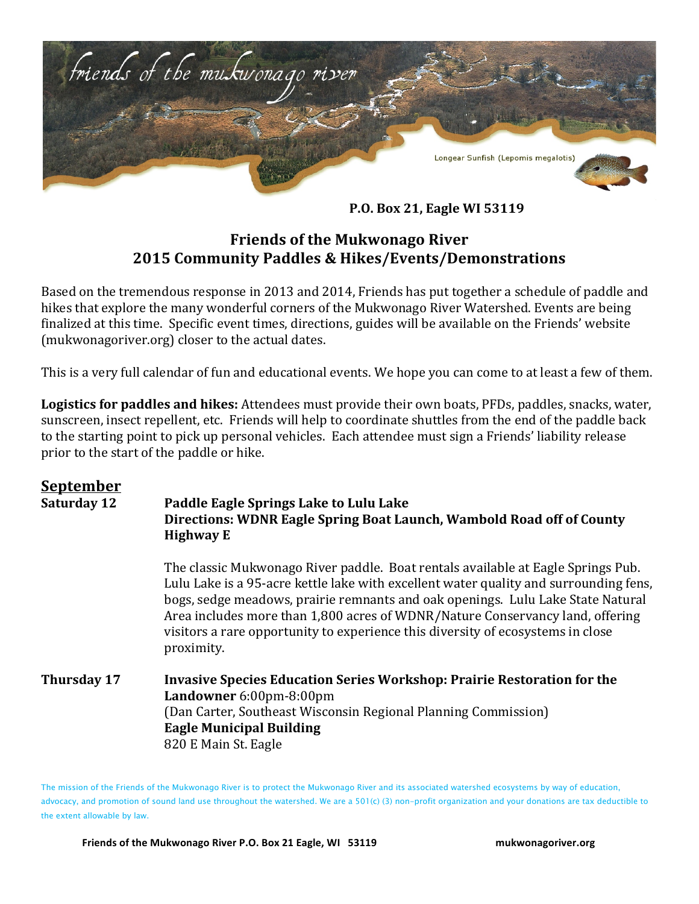friends of the mukwonago river

Longear Sunfish (Lepomis megalotis)

**P.O. Box 21, Eagle WI 53119**

# Friends of the Mukwonago River
## 2015 Community Paddles & Hikes/Events/Demonstrations

Based on the tremendous response in 2013 and 2014, Friends has put together a schedule of paddle and hikes that explore the many wonderful corners of the Mukwonago River Watershed. Events are being finalized at this time. Specific event times, directions, guides will be available on the Friends' website (mukwonagoriver.org) closer to the actual dates.

This is a very full calendar of fun and educational events. We hope you can come to at least a few of them.

**Logistics for paddles and hikes:** Attendees must provide their own boats, PFDs, paddles, snacks, water, sunscreen, insect repellent, etc. Friends will help to coordinate shuttles from the end of the paddle back to the starting point to pick up personal vehicles. Each attendee must sign a Friends' liability release prior to the start of the paddle or hike.

## September

**Saturday 12**

**Paddle Eagle Springs Lake to Lulu Lake**
**Directions: WDNR Eagle Spring Boat Launch, Wambold Road off of County Highway E**

The classic Mukwonago River paddle. Boat rentals available at Eagle Springs Pub. Lulu Lake is a 95-acre kettle lake with excellent water quality and surrounding fens, bogs, sedge meadows, prairie remnants and oak openings. Lulu Lake State Natural Area includes more than 1,800 acres of WDNR/Nature Conservancy land, offering visitors a rare opportunity to experience this diversity of ecosystems in close proximity.

**Thursday 17**

**Invasive Species Education Series Workshop: Prairie Restoration for the Landowner** 6:00pm-8:00pm
(Dan Carter, Southeast Wisconsin Regional Planning Commission)
**Eagle Municipal Building**
820 E Main St. Eagle

The mission of the Friends of the Mukwonago River is to protect the Mukwonago River and its associated watershed ecosystems by way of education, advocacy, and promotion of sound land use throughout the watershed. We are a 501(c) (3) non-profit organization and your donations are tax deductible to the extent allowable by law.

**Friends of the Mukwonago River P.O. Box 21 Eagle, WI 53119** **mukwonagoriver.org**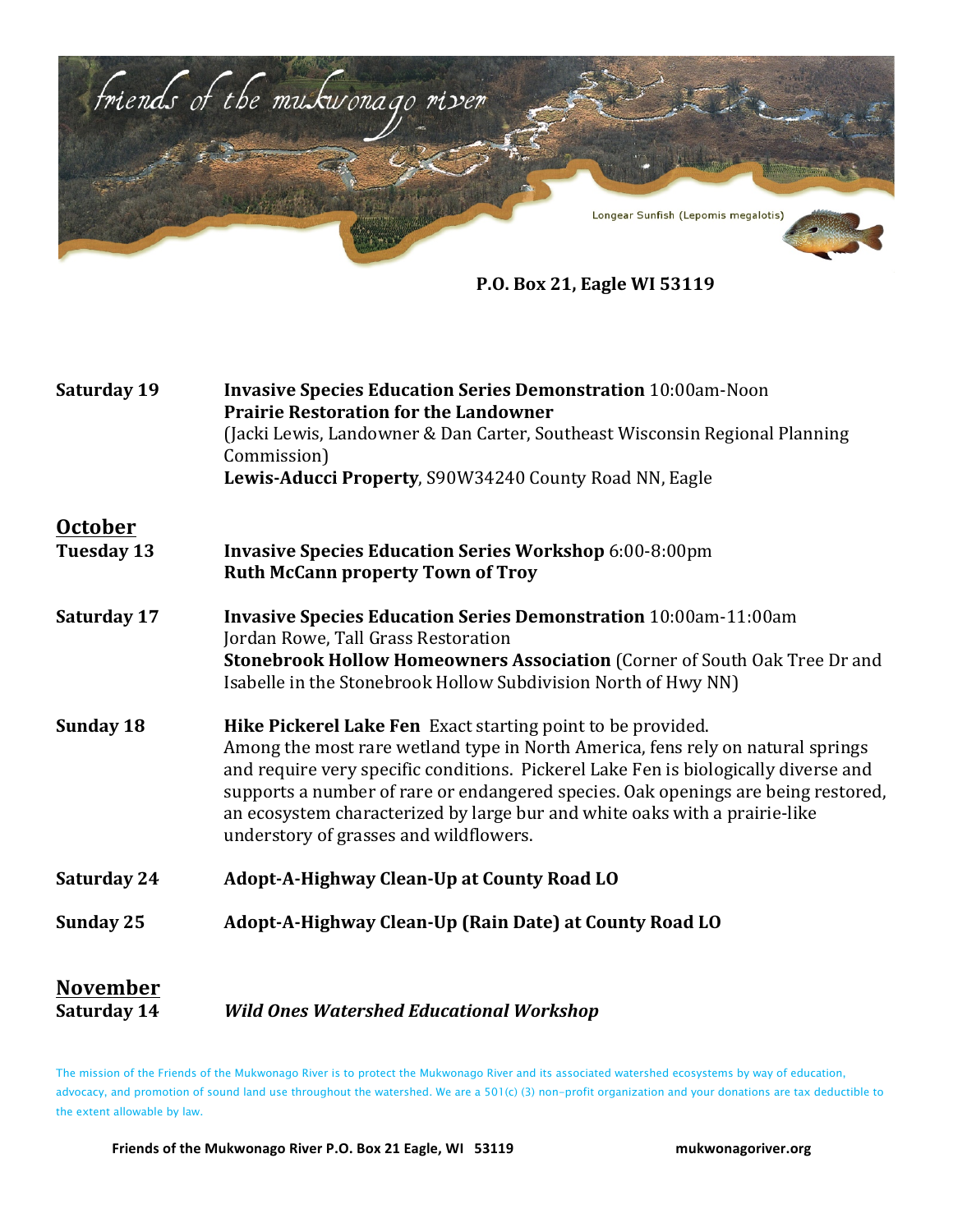friends of the mukwonago river

Longear Sunfish (Lepomis megalotis)

**P.O. Box 21, Eagle WI 53119**

**Saturday 19** — **Invasive Species Education Series Demonstration** 10:00am-Noon
**Prairie Restoration for the Landowner**
(Jacki Lewis, Landowner & Dan Carter, Southeast Wisconsin Regional Planning Commission)
**Lewis-Aducci Property**, S90W34240 County Road NN, Eagle

## October

**Tuesday 13** — **Invasive Species Education Series Workshop** 6:00-8:00pm
**Ruth McCann property Town of Troy**

**Saturday 17** — **Invasive Species Education Series Demonstration** 10:00am-11:00am
Jordan Rowe, Tall Grass Restoration
**Stonebrook Hollow Homeowners Association** (Corner of South Oak Tree Dr and Isabelle in the Stonebrook Hollow Subdivision North of Hwy NN)

**Sunday 18** — **Hike Pickerel Lake Fen** Exact starting point to be provided.
Among the most rare wetland type in North America, fens rely on natural springs and require very specific conditions. Pickerel Lake Fen is biologically diverse and supports a number of rare or endangered species. Oak openings are being restored, an ecosystem characterized by large bur and white oaks with a prairie-like understory of grasses and wildflowers.

**Saturday 24** — **Adopt-A-Highway Clean-Up at County Road LO**

**Sunday 25** — **Adopt-A-Highway Clean-Up (Rain Date) at County Road LO**

## November

**Saturday 14** — ***Wild Ones Watershed Educational Workshop***

The mission of the Friends of the Mukwonago River is to protect the Mukwonago River and its associated watershed ecosystems by way of education, advocacy, and promotion of sound land use throughout the watershed. We are a 501(c) (3) non-profit organization and your donations are tax deductible to the extent allowable by law.

**Friends of the Mukwonago River P.O. Box 21 Eagle, WI 53119** **mukwonagoriver.org**